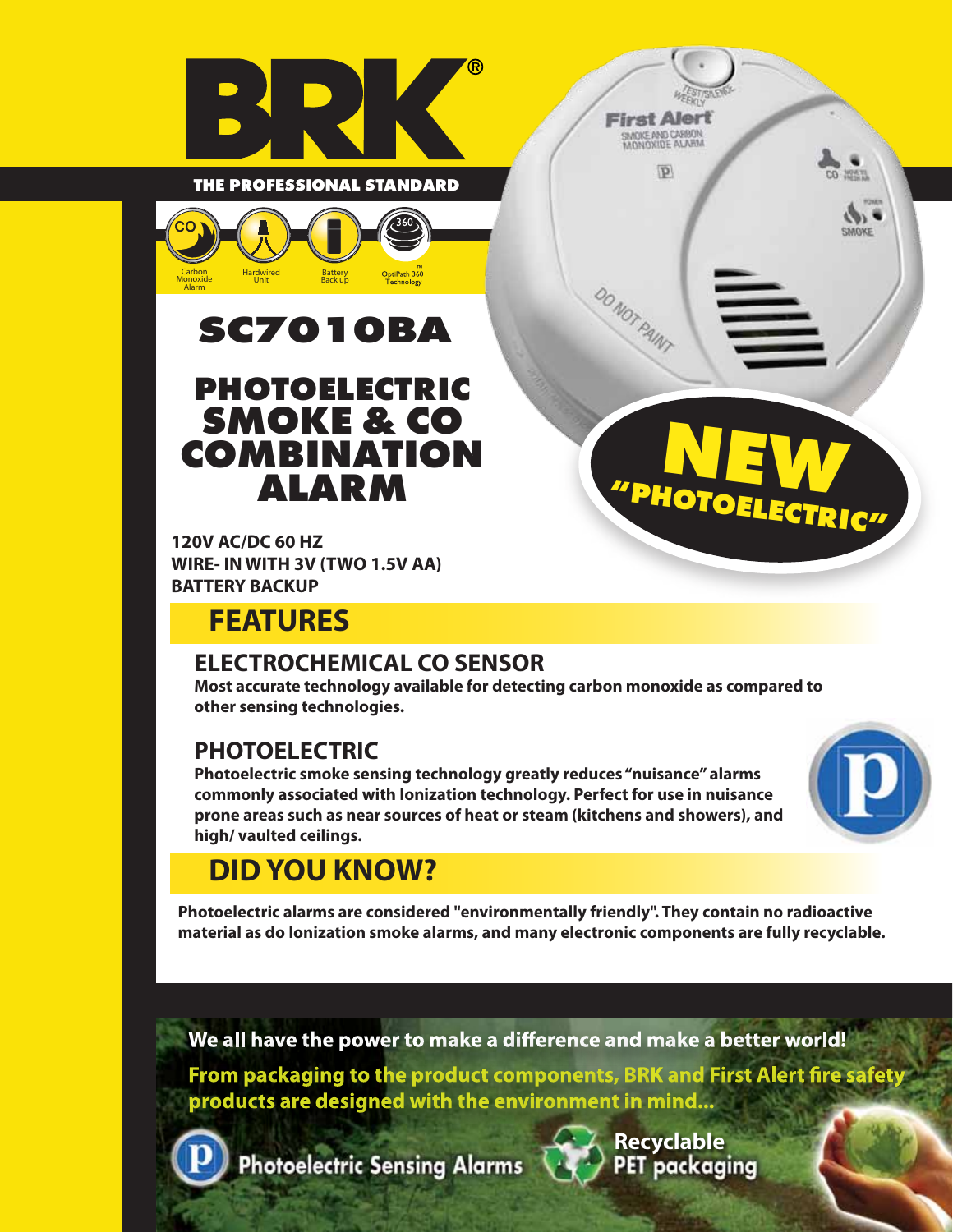# BRK®

**THE PROFESSIONAL STANDARD**

Carbon Monoxide Alarm | Hardwired Unit | Battery Back up | OptiPath 360™ Technology

# SC7010BA

## PHOTOELECTRIC SMOKE & CO COMBINATION ALARM

**NEW "PHOTOELECTRIC"**

**120V AC/DC 60 HZ**
**WIRE- IN WITH 3V (TWO 1.5V AA)**
**BATTERY BACKUP**

## FEATURES

### ELECTROCHEMICAL CO SENSOR

**Most accurate technology available for detecting carbon monoxide as compared to other sensing technologies.**

### PHOTOELECTRIC

**Photoelectric smoke sensing technology greatly reduces "nuisance" alarms commonly associated with Ionization technology. Perfect for use in nuisance prone areas such as near sources of heat or steam (kitchens and showers), and high/ vaulted ceilings.**

## DID YOU KNOW?

**Photoelectric alarms are considered "environmentally friendly". They contain no radioactive material as do Ionization smoke alarms, and many electronic components are fully recyclable.**

**We all have the power to make a difference and make a better world!**

**From packaging to the product components, BRK and First Alert fire safety products are designed with the environment in mind...**

**Photoelectric Sensing Alarms**

**Recyclable PET packaging**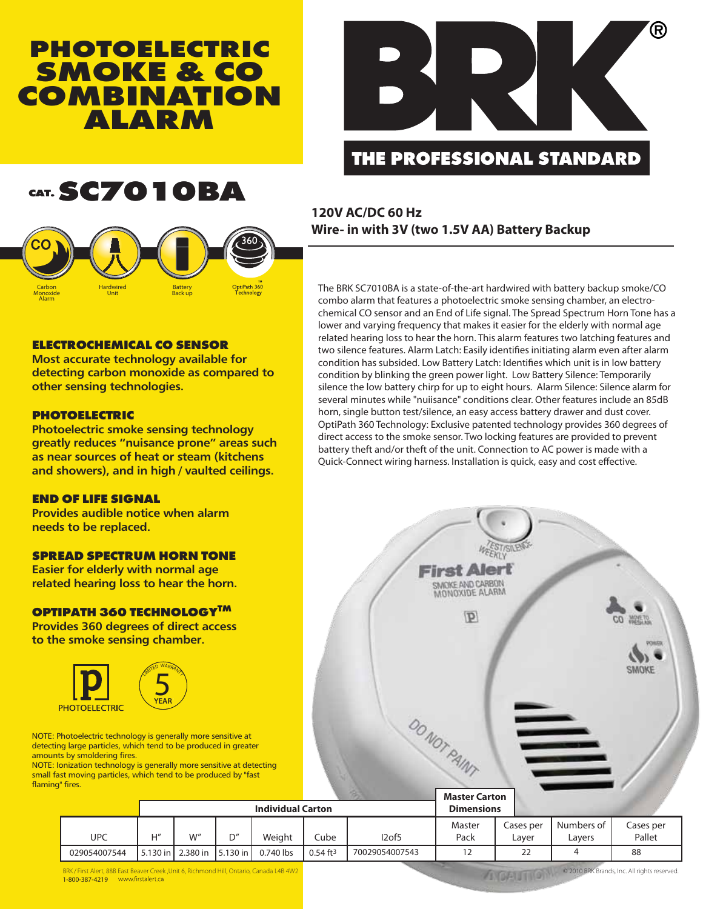# PHOTOELECTRIC SMOKE & CO COMBINATION ALARM

# BRK®

**THE PROFESSIONAL STANDARD**

## CAT. SC7010BA

Carbon Monoxide Alarm | Hardwired Unit | Battery Back up | OptiPath 360™ Technology

**120V AC/DC 60 Hz**
**Wire- in with 3V (two 1.5V AA) Battery Backup**

The BRK SC7010BA is a state-of-the-art hardwired with battery backup smoke/CO combo alarm that features a photoelectric smoke sensing chamber, an electro-chemical CO sensor and an End of Life signal. The Spread Spectrum Horn Tone has a lower and varying frequency that makes it easier for the elderly with normal age related hearing loss to hear the horn. This alarm features two latching features and two silence features. Alarm Latch: Easily identifies initiating alarm even after alarm condition has subsided. Low Battery Latch: Identifies which unit is in low battery condition by blinking the green power light. Low Battery Silence: Temporarily silence the low battery chirp for up to eight hours. Alarm Silence: Silence alarm for several minutes while "nuiisance" conditions clear. Other features include an 85dB horn, single button test/silence, an easy access battery drawer and dust cover. OptiPath 360 Technology: Exclusive patented technology provides 360 degrees of direct access to the smoke sensor. Two locking features are provided to prevent battery theft and/or theft of the unit. Connection to AC power is made with a Quick-Connect wiring harness. Installation is quick, easy and cost effective.

### ELECTROCHEMICAL CO SENSOR

**Most accurate technology available for detecting carbon monoxide as compared to other sensing technologies.**

### PHOTOELECTRIC

**Photoelectric smoke sensing technology greatly reduces "nuisance prone" areas such as near sources of heat or steam (kitchens and showers), and in high / vaulted ceilings.**

### END OF LIFE SIGNAL

**Provides audible notice when alarm needs to be replaced.**

### SPREAD SPECTRUM HORN TONE

**Easier for elderly with normal age related hearing loss to hear the horn.**

### OPTIPATH 360 TECHNOLOGY™

**Provides 360 degrees of direct access to the smoke sensing chamber.**

PHOTOELECTRIC | LIMITED WARRANTY 5 YEAR

NOTE: Photoelectric technology is generally more sensitive at detecting large particles, which tend to be produced in greater amounts by smoldering fires.
NOTE: Ionization technology is generally more sensitive at detecting small fast moving particles, which tend to be produced by "fast flaming" fires.

| | Individual Carton | | | | | | Master Carton Dimensions | | | |
|---|---|---|---|---|---|---|---|---|---|---|
| UPC | H" | W" | D" | Weight | Cube | I2of5 | Master Pack | Cases per Layer | Numbers of Layers | Cases per Pallet |
| 029054007544 | 5.130 in | 2.380 in | 5.130 in | 0.740 lbs | 0.54 $ft^3$ | 70029054007543 | 12 | 22 | 4 | 88 |

BRK / First Alert, 88B East Beaver Creek ,Unit 6, Richmond Hill, Ontario, Canada L4B 4W2
1-800-387-4219 www.firstalert.ca

© 2010 BRK Brands, Inc. All rights reserved.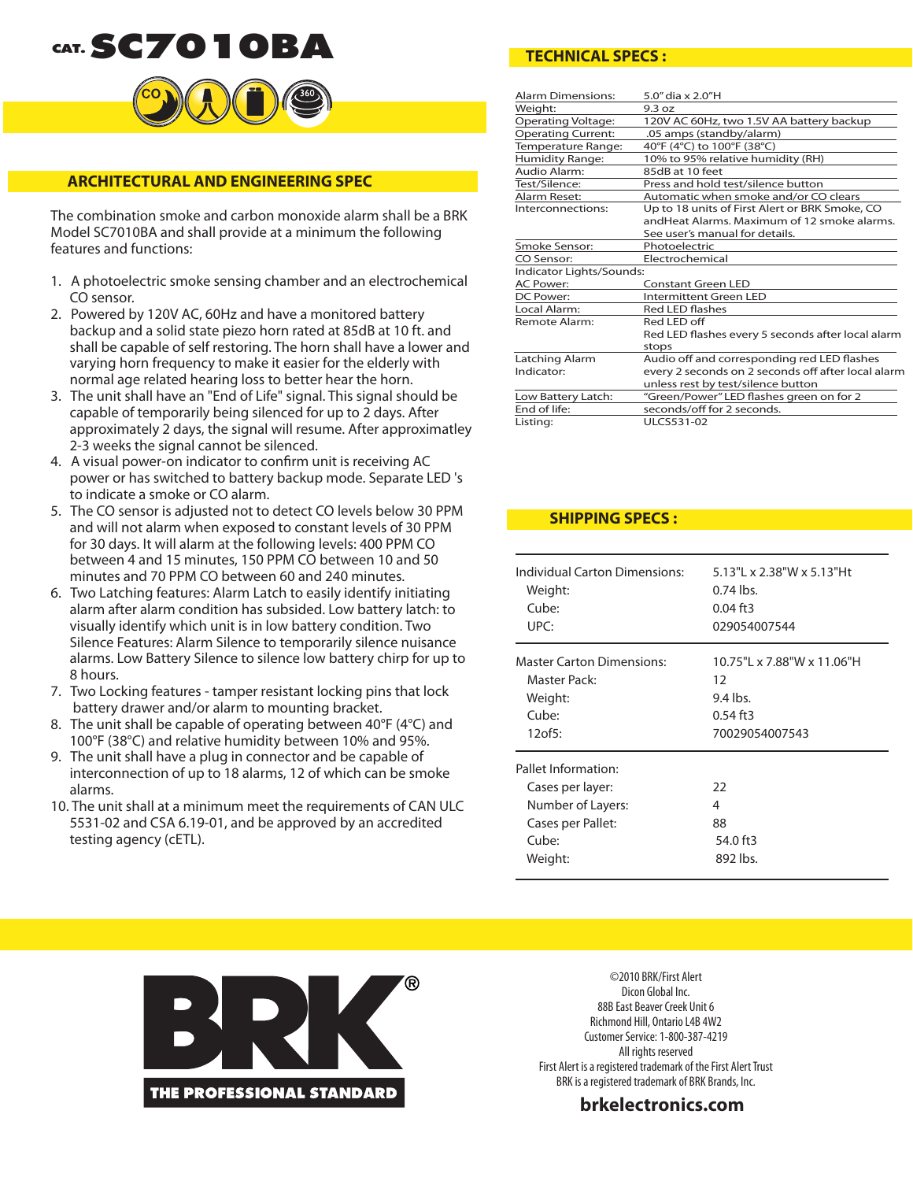# CAT. SC7010BA

## ARCHITECTURAL AND ENGINEERING SPEC

The combination smoke and carbon monoxide alarm shall be a BRK Model SC7010BA and shall provide at a minimum the following features and functions:

1. A photoelectric smoke sensing chamber and an electrochemical CO sensor.
2. Powered by 120V AC, 60Hz and have a monitored battery backup and a solid state piezo horn rated at 85dB at 10 ft. and shall be capable of self restoring. The horn shall have a lower and varying horn frequency to make it easier for the elderly with normal age related hearing loss to better hear the horn.
3. The unit shall have an "End of Life" signal. This signal should be capable of temporarily being silenced for up to 2 days. After approximately 2 days, the signal will resume. After approximatley 2-3 weeks the signal cannot be silenced.
4. A visual power-on indicator to confirm unit is receiving AC power or has switched to battery backup mode. Separate LED 's to indicate a smoke or CO alarm.
5. The CO sensor is adjusted not to detect CO levels below 30 PPM and will not alarm when exposed to constant levels of 30 PPM for 30 days. It will alarm at the following levels: 400 PPM CO between 4 and 15 minutes, 150 PPM CO between 10 and 50 minutes and 70 PPM CO between 60 and 240 minutes.
6. Two Latching features: Alarm Latch to easily identify initiating alarm after alarm condition has subsided. Low battery latch: to visually identify which unit is in low battery condition. Two Silence Features: Alarm Silence to temporarily silence nuisance alarms. Low Battery Silence to silence low battery chirp for up to 8 hours.
7. Two Locking features - tamper resistant locking pins that lock battery drawer and/or alarm to mounting bracket.
8. The unit shall be capable of operating between 40°F (4°C) and 100°F (38°C) and relative humidity between 10% and 95%.
9. The unit shall have a plug in connector and be capable of interconnection of up to 18 alarms, 12 of which can be smoke alarms.
10. The unit shall at a minimum meet the requirements of CAN ULC 5531-02 and CSA 6.19-01, and be approved by an accredited testing agency (cETL).

## TECHNICAL SPECS :

| | |
|---|---|
| Alarm Dimensions: | 5.0" dia x 2.0"H |
| Weight: | 9.3 oz |
| Operating Voltage: | 120V AC 60Hz, two 1.5V AA battery backup |
| Operating Current: | .05 amps (standby/alarm) |
| Temperature Range: | 40°F (4°C) to 100°F (38°C) |
| Humidity Range: | 10% to 95% relative humidity (RH) |
| Audio Alarm: | 85dB at 10 feet |
| Test/Silence: | Press and hold test/silence button |
| Alarm Reset: | Automatic when smoke and/or CO clears |
| Interconnections: | Up to 18 units of First Alert or BRK Smoke, CO andHeat Alarms. Maximum of 12 smoke alarms. See user's manual for details. |
| Smoke Sensor: | Photoelectric |
| CO Sensor: | Electrochemical |
| Indicator Lights/Sounds: | |
| AC Power: | Constant Green LED |
| DC Power: | Intermittent Green LED |
| Local Alarm: | Red LED flashes |
| Remote Alarm: | Red LED off<br>Red LED flashes every 5 seconds after local alarm stops |
| Latching Alarm Indicator: | Audio off and corresponding red LED flashes every 2 seconds on 2 seconds off after local alarm unless rest by test/silence button |
| Low Battery Latch: | "Green/Power" LED flashes green on for 2 |
| End of life: | seconds/off for 2 seconds. |
| Listing: | ULCS531-02 |

## SHIPPING SPECS :

| | |
|---|---|
| Individual Carton Dimensions: | 5.13"L x 2.38"W x 5.13"Ht |
| Weight: | 0.74 lbs. |
| Cube: | 0.04 ft3 |
| UPC: | 029054007544 |
| Master Carton Dimensions: | 10.75"L x 7.88"W x 11.06"H |
| Master Pack: | 12 |
| Weight: | 9.4 lbs. |
| Cube: | 0.54 ft3 |
| 12of5: | 70029054007543 |
| Pallet Information: | |
| Cases per layer: | 22 |
| Number of Layers: | 4 |
| Cases per Pallet: | 88 |
| Cube: | 54.0 ft3 |
| Weight: | 892 lbs. |

BRK® THE PROFESSIONAL STANDARD

©2010 BRK/First Alert
Dicon Global Inc.
88B East Beaver Creek Unit 6
Richmond Hill, Ontario L4B 4W2
Customer Service: 1-800-387-4219
All rights reserved
First Alert is a registered trademark of the First Alert Trust
BRK is a registered trademark of BRK Brands, Inc.

**brkelectronics.com**